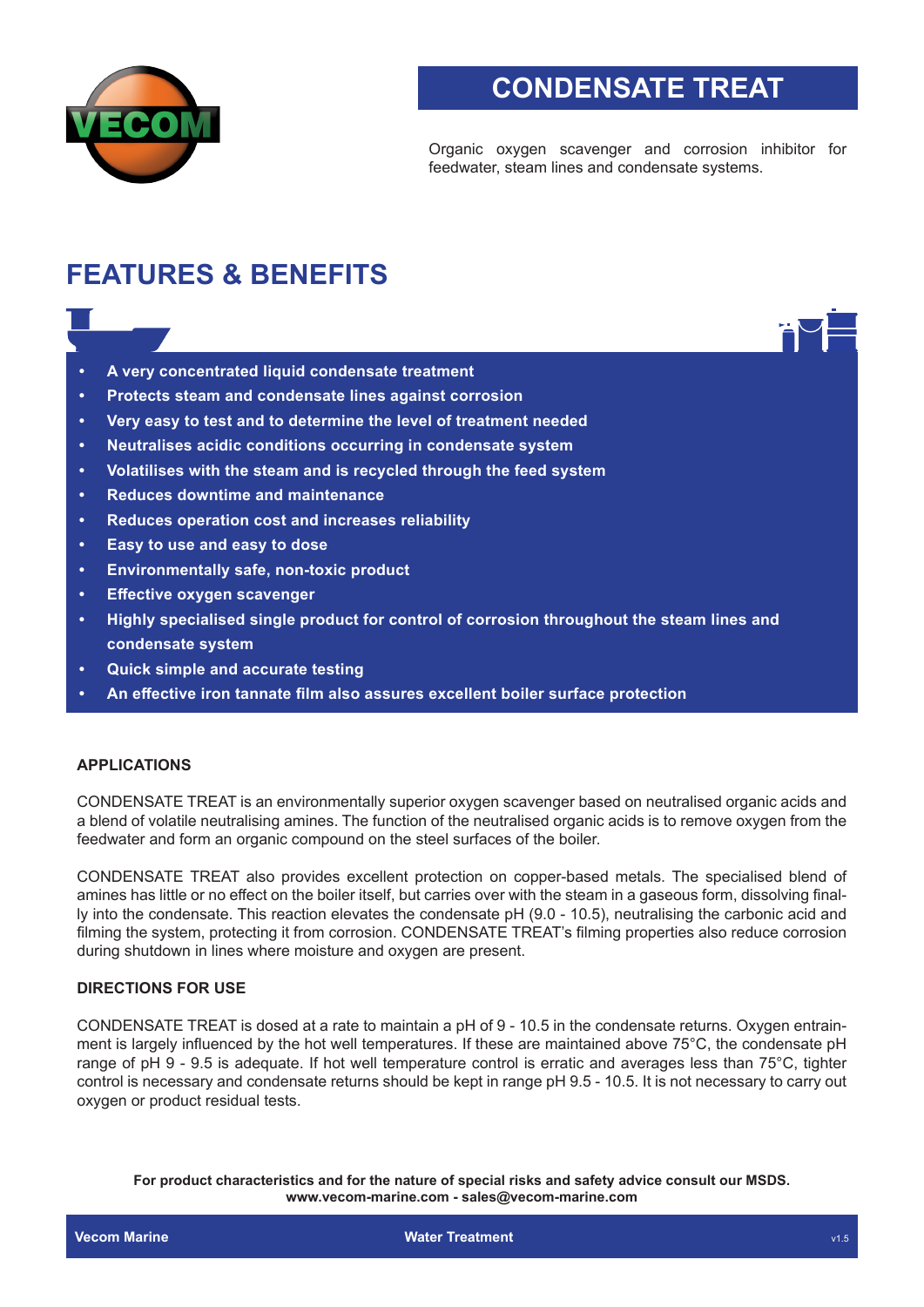# CONDENSATE TREAT

Organic oxygen scavenger and corrosion inhibitor for feedwater, steam lines and condensate systems.

## FEATURES & BENEFITS

- **A very concentrated liquid condensate treatment**
- **Protects steam and condensate lines against corrosion**
- **Very easy to test and to determine the level of treatment needed**
- **Neutralises acidic conditions occurring in condensate system**
- **Volatilises with the steam and is recycled through the feed system**
- **Reduces downtime and maintenance**
- **Reduces operation cost and increases reliability**
- **Easy to use and easy to dose**
- **Environmentally safe, non-toxic product**
- **Effective oxygen scavenger**
- **Highly specialised single product for control of corrosion throughout the steam lines and condensate system**
- **Quick simple and accurate testing**
- **An effective iron tannate film also assures excellent boiler surface protection**

### APPLICATIONS

CONDENSATE TREAT is an environmentally superior oxygen scavenger based on neutralised organic acids and a blend of volatile neutralising amines. The function of the neutralised organic acids is to remove oxygen from the feedwater and form an organic compound on the steel surfaces of the boiler.

CONDENSATE TREAT also provides excellent protection on copper-based metals. The specialised blend of amines has little or no effect on the boiler itself, but carries over with the steam in a gaseous form, dissolving finally into the condensate. This reaction elevates the condensate pH (9.0 - 10.5), neutralising the carbonic acid and filming the system, protecting it from corrosion. CONDENSATE TREAT's filming properties also reduce corrosion during shutdown in lines where moisture and oxygen are present.

### DIRECTIONS FOR USE

CONDENSATE TREAT is dosed at a rate to maintain a pH of 9 - 10.5 in the condensate returns. Oxygen entrainment is largely influenced by the hot well temperatures. If these are maintained above 75°C, the condensate pH range of pH 9 - 9.5 is adequate. If hot well temperature control is erratic and averages less than 75°C, tighter control is necessary and condensate returns should be kept in range pH 9.5 - 10.5. It is not necessary to carry out oxygen or product residual tests.

**For product characteristics and for the nature of special risks and safety advice consult our MSDS.**
**www.vecom-marine.com - sales@vecom-marine.com**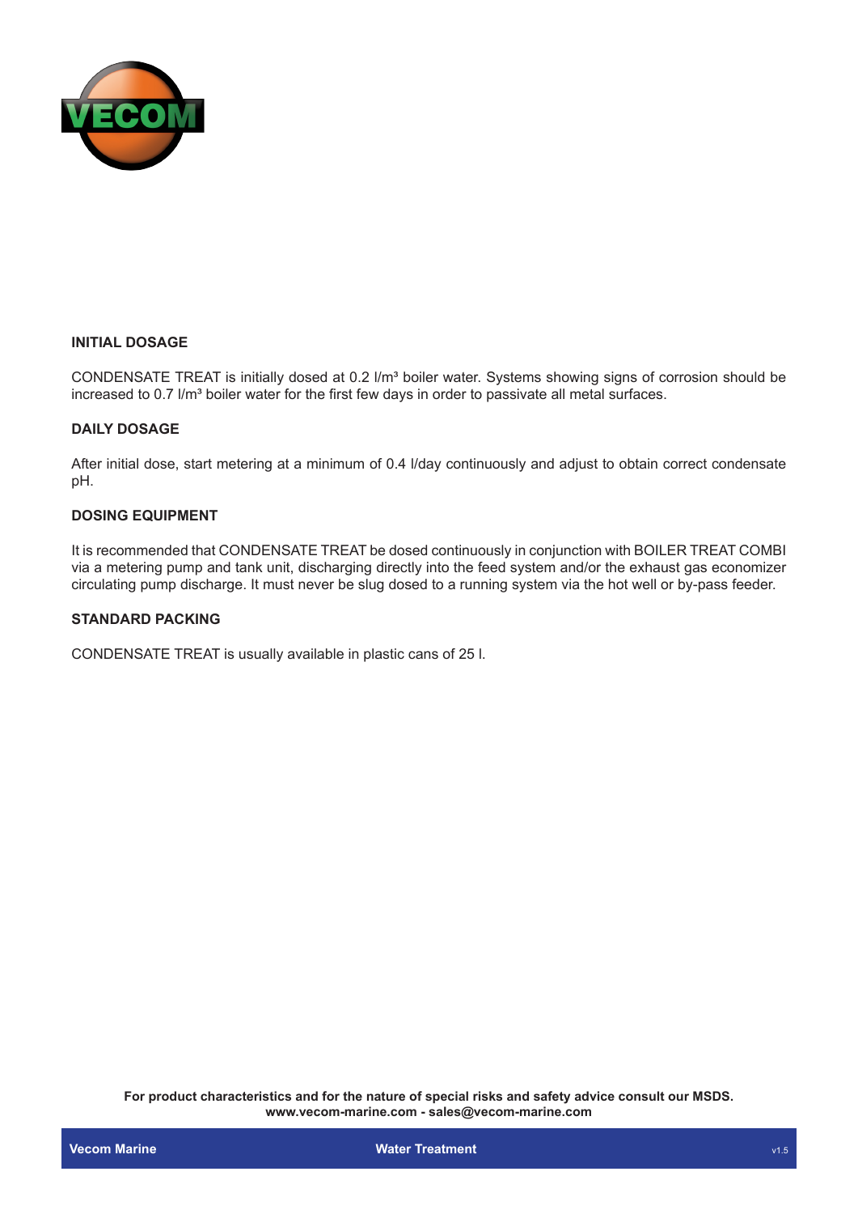## INITIAL DOSAGE

CONDENSATE TREAT is initially dosed at 0.2 $l/m^3$ boiler water. Systems showing signs of corrosion should be increased to 0.7 $l/m^3$ boiler water for the first few days in order to passivate all metal surfaces.

## DAILY DOSAGE

After initial dose, start metering at a minimum of 0.4 l/day continuously and adjust to obtain correct condensate pH.

## DOSING EQUIPMENT

It is recommended that CONDENSATE TREAT be dosed continuously in conjunction with BOILER TREAT COMBI via a metering pump and tank unit, discharging directly into the feed system and/or the exhaust gas economizer circulating pump discharge. It must never be slug dosed to a running system via the hot well or by-pass feeder.

## STANDARD PACKING

CONDENSATE TREAT is usually available in plastic cans of 25 l.

**For product characteristics and for the nature of special risks and safety advice consult our MSDS.**
**www.vecom-marine.com - sales@vecom-marine.com**